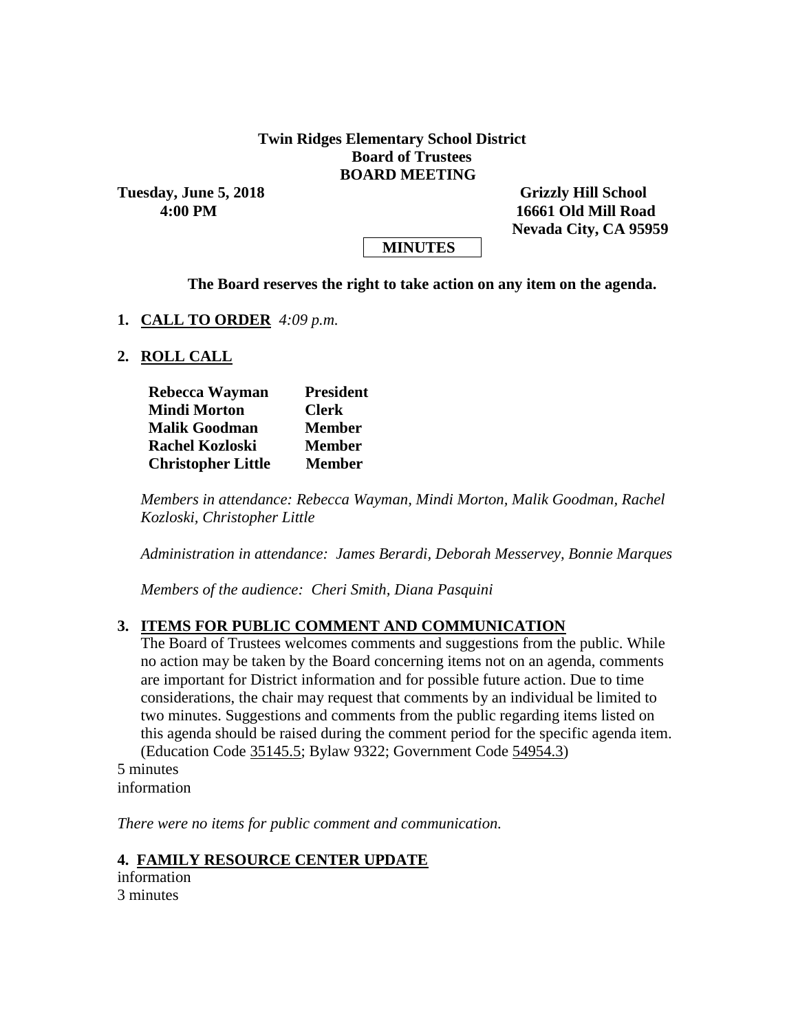**Twin Ridges Elementary School District**
**Board of Trustees**
**BOARD MEETING**

**Tuesday, June 5, 2018**
**4:00 PM**

**Grizzly Hill School**
**16661 Old Mill Road**
**Nevada City, CA 95959**

**MINUTES**

**The Board reserves the right to take action on any item on the agenda.**

1. **CALL TO ORDER** *4:09 p.m.*

2. **ROLL CALL**

| | |
|---|---|
| **Rebecca Wayman** | **President** |
| **Mindi Morton** | **Clerk** |
| **Malik Goodman** | **Member** |
| **Rachel Kozloski** | **Member** |
| **Christopher Little** | **Member** |

*Members in attendance: Rebecca Wayman, Mindi Morton, Malik Goodman, Rachel Kozloski, Christopher Little*

*Administration in attendance: James Berardi, Deborah Messervey, Bonnie Marques*

*Members of the audience: Cheri Smith, Diana Pasquini*

3. **ITEMS FOR PUBLIC COMMENT AND COMMUNICATION**

The Board of Trustees welcomes comments and suggestions from the public. While no action may be taken by the Board concerning items not on an agenda, comments are important for District information and for possible future action. Due to time considerations, the chair may request that comments by an individual be limited to two minutes. Suggestions and comments from the public regarding items listed on this agenda should be raised during the comment period for the specific agenda item. (Education Code 35145.5; Bylaw 9322; Government Code 54954.3)

5 minutes
information

*There were no items for public comment and communication.*

4. **FAMILY RESOURCE CENTER UPDATE**

information
3 minutes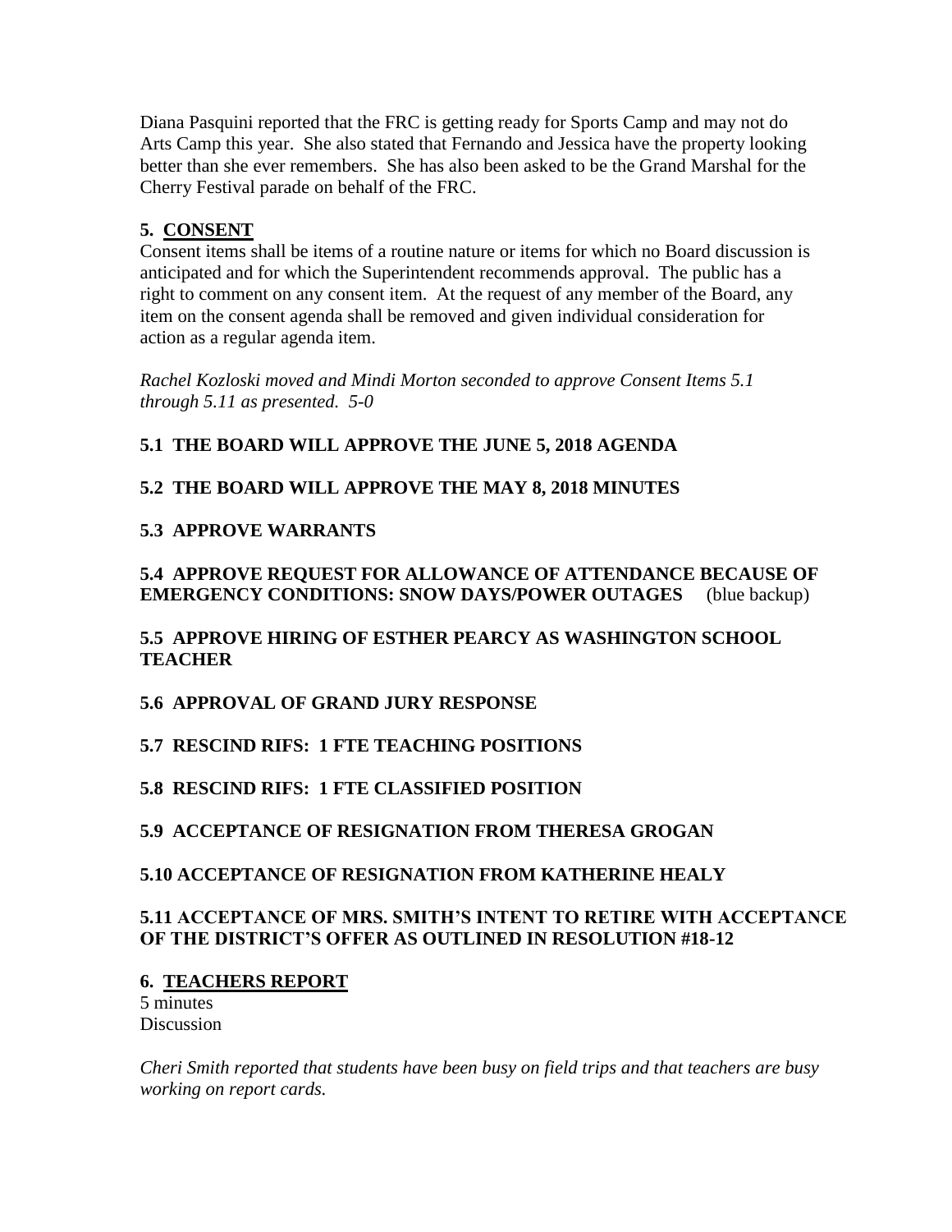Diana Pasquini reported that the FRC is getting ready for Sports Camp and may not do Arts Camp this year. She also stated that Fernando and Jessica have the property looking better than she ever remembers. She has also been asked to be the Grand Marshal for the Cherry Festival parade on behalf of the FRC.

## 5. CONSENT

Consent items shall be items of a routine nature or items for which no Board discussion is anticipated and for which the Superintendent recommends approval. The public has a right to comment on any consent item. At the request of any member of the Board, any item on the consent agenda shall be removed and given individual consideration for action as a regular agenda item.

*Rachel Kozloski moved and Mindi Morton seconded to approve Consent Items 5.1 through 5.11 as presented. 5-0*

### 5.1 THE BOARD WILL APPROVE THE JUNE 5, 2018 AGENDA

### 5.2 THE BOARD WILL APPROVE THE MAY 8, 2018 MINUTES

### 5.3 APPROVE WARRANTS

### 5.4 APPROVE REQUEST FOR ALLOWANCE OF ATTENDANCE BECAUSE OF EMERGENCY CONDITIONS: SNOW DAYS/POWER OUTAGES (blue backup)

### 5.5 APPROVE HIRING OF ESTHER PEARCY AS WASHINGTON SCHOOL TEACHER

### 5.6 APPROVAL OF GRAND JURY RESPONSE

### 5.7 RESCIND RIFS: 1 FTE TEACHING POSITIONS

### 5.8 RESCIND RIFS: 1 FTE CLASSIFIED POSITION

### 5.9 ACCEPTANCE OF RESIGNATION FROM THERESA GROGAN

### 5.10 ACCEPTANCE OF RESIGNATION FROM KATHERINE HEALY

### 5.11 ACCEPTANCE OF MRS. SMITH'S INTENT TO RETIRE WITH ACCEPTANCE OF THE DISTRICT'S OFFER AS OUTLINED IN RESOLUTION #18-12

## 6. TEACHERS REPORT

5 minutes
Discussion

*Cheri Smith reported that students have been busy on field trips and that teachers are busy working on report cards.*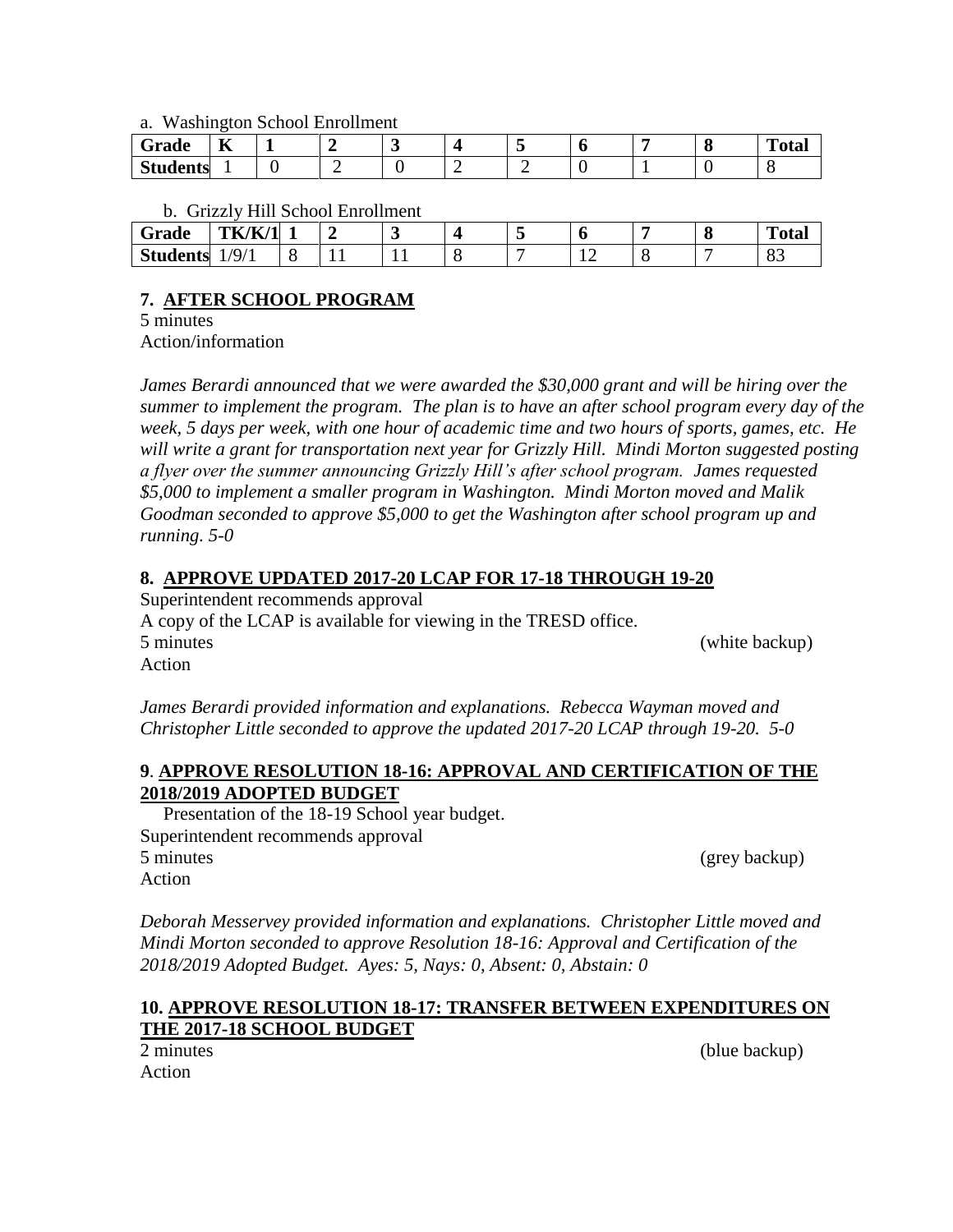a. Washington School Enrollment

| Grade | K | 1 | 2 | 3 | 4 | 5 | 6 | 7 | 8 | Total |
|---|---|---|---|---|---|---|---|---|---|---|
| Students | 1 | 0 | 2 | 0 | 2 | 2 | 0 | 1 | 0 | 8 |

b. Grizzly Hill School Enrollment

| Grade | TK/K/1 | 1 | 2 | 3 | 4 | 5 | 6 | 7 | 8 | Total |
|---|---|---|---|---|---|---|---|---|---|---|
| Students | 1/9/1 | 8 | 11 | 11 | 8 | 7 | 12 | 8 | 7 | 83 |

**7. AFTER SCHOOL PROGRAM**

5 minutes
Action/information

*James Berardi announced that we were awarded the $30,000 grant and will be hiring over the summer to implement the program. The plan is to have an after school program every day of the week, 5 days per week, with one hour of academic time and two hours of sports, games, etc. He will write a grant for transportation next year for Grizzly Hill. Mindi Morton suggested posting a flyer over the summer announcing Grizzly Hill's after school program. James requested $5,000 to implement a smaller program in Washington. Mindi Morton moved and Malik Goodman seconded to approve $5,000 to get the Washington after school program up and running. 5-0*

**8. APPROVE UPDATED 2017-20 LCAP FOR 17-18 THROUGH 19-20**

Superintendent recommends approval
A copy of the LCAP is available for viewing in the TRESD office.
5 minutes (white backup)
Action

*James Berardi provided information and explanations. Rebecca Wayman moved and Christopher Little seconded to approve the updated 2017-20 LCAP through 19-20. 5-0*

**9. APPROVE RESOLUTION 18-16: APPROVAL AND CERTIFICATION OF THE 2018/2019 ADOPTED BUDGET**

Presentation of the 18-19 School year budget.
Superintendent recommends approval
5 minutes (grey backup)
Action

*Deborah Messervey provided information and explanations. Christopher Little moved and Mindi Morton seconded to approve Resolution 18-16: Approval and Certification of the 2018/2019 Adopted Budget. Ayes: 5, Nays: 0, Absent: 0, Abstain: 0*

**10. APPROVE RESOLUTION 18-17: TRANSFER BETWEEN EXPENDITURES ON THE 2017-18 SCHOOL BUDGET**

2 minutes (blue backup)
Action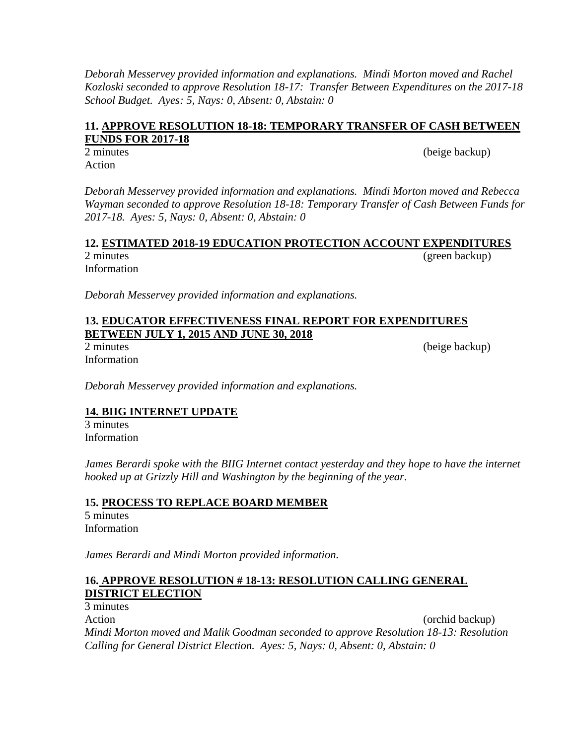*Deborah Messervey provided information and explanations. Mindi Morton moved and Rachel Kozloski seconded to approve Resolution 18-17: Transfer Between Expenditures on the 2017-18 School Budget. Ayes: 5, Nays: 0, Absent: 0, Abstain: 0*

### 11. APPROVE RESOLUTION 18-18: TEMPORARY TRANSFER OF CASH BETWEEN FUNDS FOR 2017-18

2 minutes (beige backup)
Action

*Deborah Messervey provided information and explanations. Mindi Morton moved and Rebecca Wayman seconded to approve Resolution 18-18: Temporary Transfer of Cash Between Funds for 2017-18. Ayes: 5, Nays: 0, Absent: 0, Abstain: 0*

### 12. ESTIMATED 2018-19 EDUCATION PROTECTION ACCOUNT EXPENDITURES

2 minutes (green backup)
Information

*Deborah Messervey provided information and explanations.*

### 13. EDUCATOR EFFECTIVENESS FINAL REPORT FOR EXPENDITURES BETWEEN JULY 1, 2015 AND JUNE 30, 2018

2 minutes (beige backup)
Information

*Deborah Messervey provided information and explanations.*

### 14. BIIG INTERNET UPDATE

3 minutes
Information

*James Berardi spoke with the BIIG Internet contact yesterday and they hope to have the internet hooked up at Grizzly Hill and Washington by the beginning of the year.*

### 15. PROCESS TO REPLACE BOARD MEMBER

5 minutes
Information

*James Berardi and Mindi Morton provided information.*

### 16. APPROVE RESOLUTION # 18-13: RESOLUTION CALLING GENERAL DISTRICT ELECTION

3 minutes
Action (orchid backup)
*Mindi Morton moved and Malik Goodman seconded to approve Resolution 18-13: Resolution Calling for General District Election. Ayes: 5, Nays: 0, Absent: 0, Abstain: 0*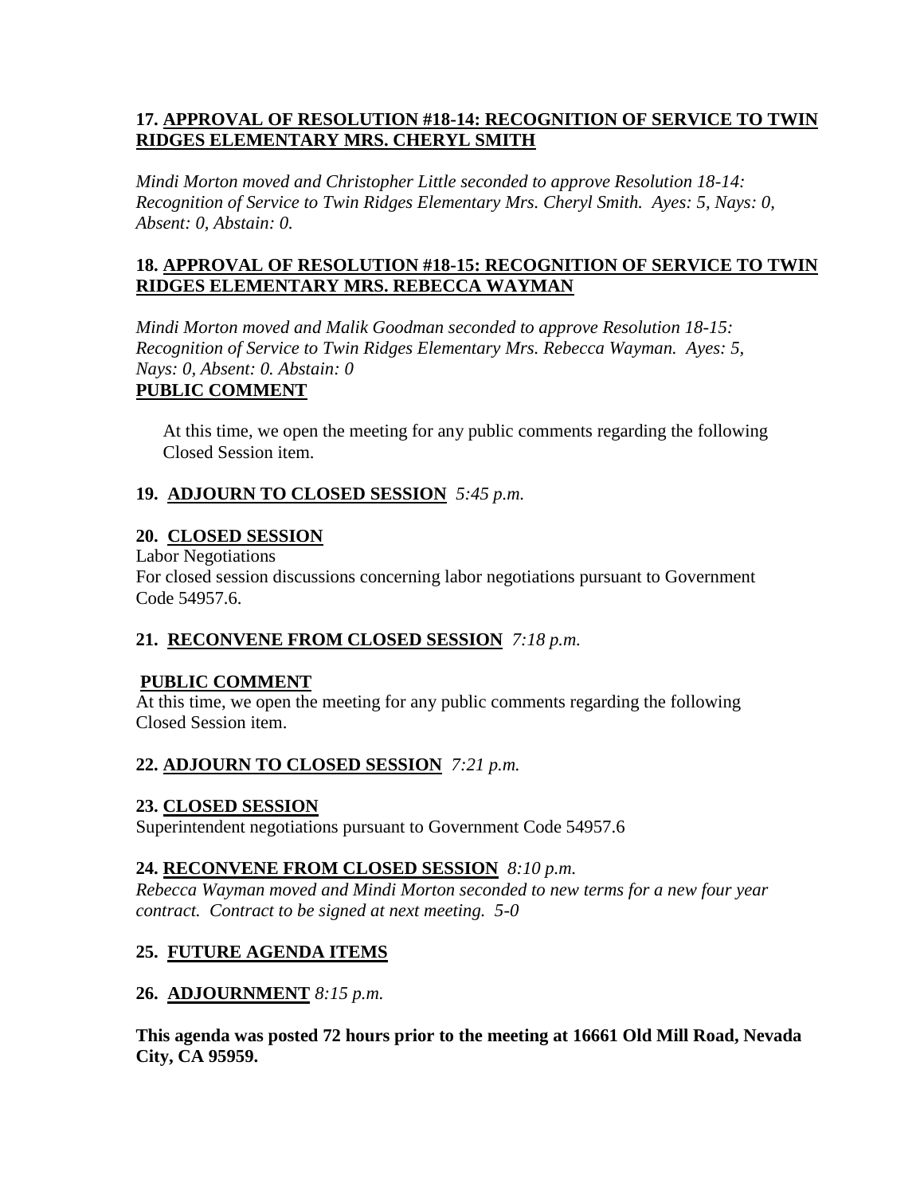**17. <u>APPROVAL OF RESOLUTION #18-14: RECOGNITION OF SERVICE TO TWIN RIDGES ELEMENTARY MRS. CHERYL SMITH</u>**

*Mindi Morton moved and Christopher Little seconded to approve Resolution 18-14: Recognition of Service to Twin Ridges Elementary Mrs. Cheryl Smith. Ayes: 5, Nays: 0, Absent: 0, Abstain: 0.*

**18. <u>APPROVAL OF RESOLUTION #18-15: RECOGNITION OF SERVICE TO TWIN RIDGES ELEMENTARY MRS. REBECCA WAYMAN</u>**

*Mindi Morton moved and Malik Goodman seconded to approve Resolution 18-15: Recognition of Service to Twin Ridges Elementary Mrs. Rebecca Wayman. Ayes: 5, Nays: 0, Absent: 0. Abstain: 0*

**<u>PUBLIC COMMENT</u>**

At this time, we open the meeting for any public comments regarding the following Closed Session item.

**19. <u>ADJOURN TO CLOSED SESSION</u>** *5:45 p.m.*

**20. <u>CLOSED SESSION</u>**

Labor Negotiations
For closed session discussions concerning labor negotiations pursuant to Government Code 54957.6.

**21. <u>RECONVENE FROM CLOSED SESSION</u>** *7:18 p.m.*

**<u>PUBLIC COMMENT</u>**

At this time, we open the meeting for any public comments regarding the following Closed Session item.

**22. <u>ADJOURN TO CLOSED SESSION</u>** *7:21 p.m.*

**23. <u>CLOSED SESSION</u>**

Superintendent negotiations pursuant to Government Code 54957.6

**24. <u>RECONVENE FROM CLOSED SESSION</u>** *8:10 p.m.*

*Rebecca Wayman moved and Mindi Morton seconded to new terms for a new four year contract. Contract to be signed at next meeting. 5-0*

**25. <u>FUTURE AGENDA ITEMS</u>**

**26. <u>ADJOURNMENT</u>** *8:15 p.m.*

**This agenda was posted 72 hours prior to the meeting at 16661 Old Mill Road, Nevada City, CA 95959.**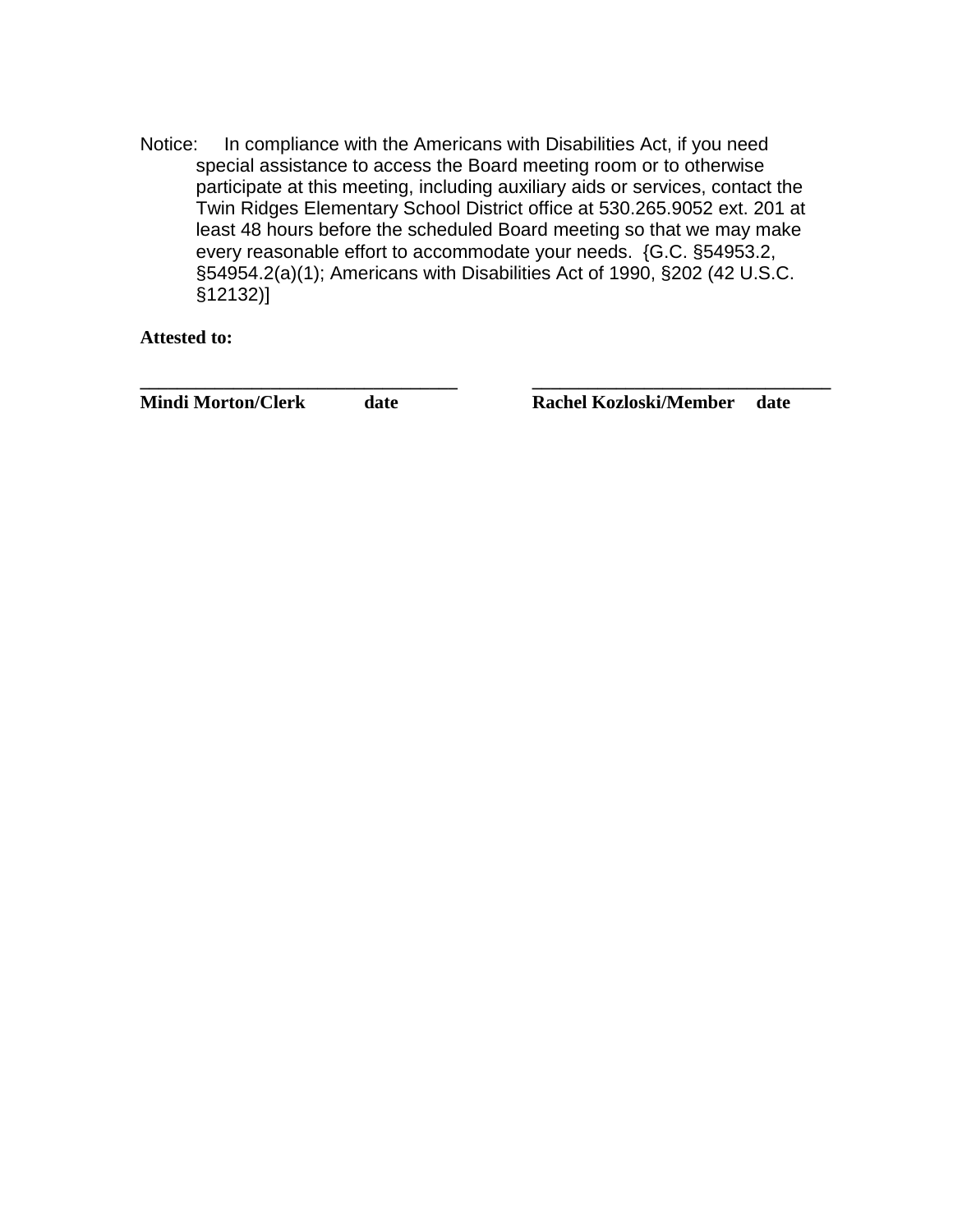Notice: In compliance with the Americans with Disabilities Act, if you need special assistance to access the Board meeting room or to otherwise participate at this meeting, including auxiliary aids or services, contact the Twin Ridges Elementary School District office at 530.265.9052 ext. 201 at least 48 hours before the scheduled Board meeting so that we may make every reasonable effort to accommodate your needs. {G.C. §54953.2, §54954.2(a)(1); Americans with Disabilities Act of 1990, §202 (42 U.S.C. §12132)]

**Attested to:**

| | |
|---|---|
| ________________________________ | ________________________________ |
| **Mindi Morton/Clerk date** | **Rachel Kozloski/Member date** |